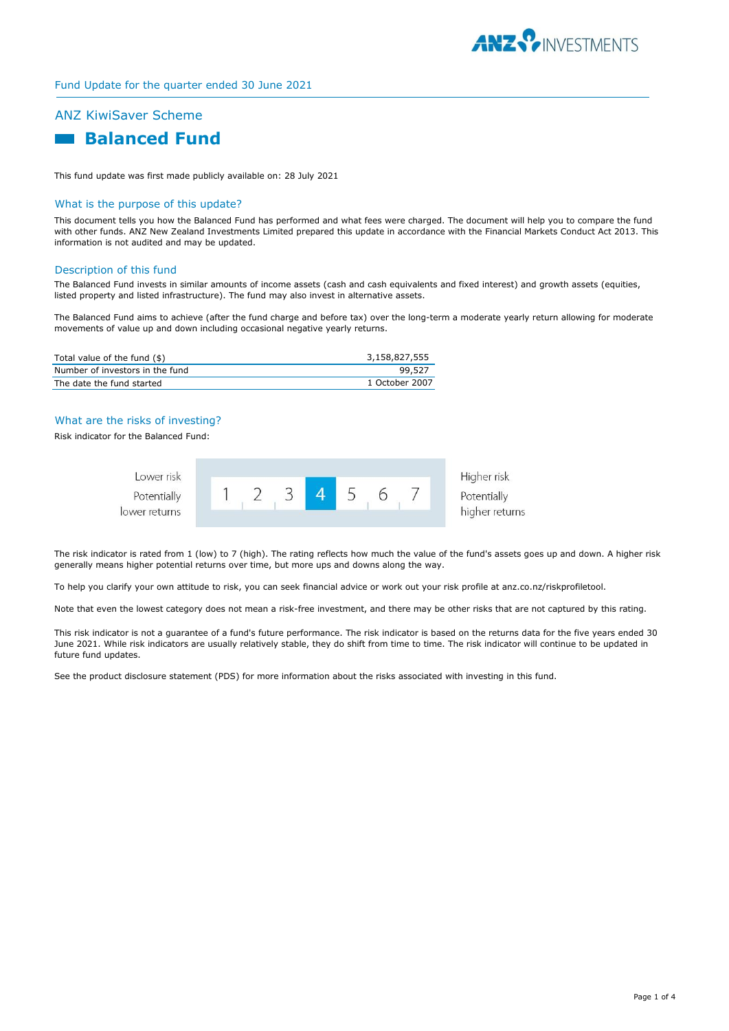Fund Update for the quarter ended 30 June 2021

## ANZ KiwiSaver Scheme

# Balanced Fund

This fund update was first made publicly available on: 28 July 2021

## What is the purpose of this update?

This document tells you how the Balanced Fund has performed and what fees were charged. The document will help you to compare the fund with other funds. ANZ New Zealand Investments Limited prepared this update in accordance with the Financial Markets Conduct Act 2013. This information is not audited and may be updated.

## Description of this fund

The Balanced Fund invests in similar amounts of income assets (cash and cash equivalents and fixed interest) and growth assets (equities, listed property and listed infrastructure). The fund may also invest in alternative assets.

The Balanced Fund aims to achieve (after the fund charge and before tax) over the long-term a moderate yearly return allowing for moderate movements of value up and down including occasional negative yearly returns.

| | |
|---|---|
| Total value of the fund ($) | 3,158,827,555 |
| Number of investors in the fund | 99,527 |
| The date the fund started | 1 October 2007 |

## What are the risks of investing?

Risk indicator for the Balanced Fund:

| Lower risk<br>Potentially lower returns | 1 | 2 | 3 | **4** | 5 | 6 | 7 | Higher risk<br>Potentially higher returns |
|---|---|---|---|---|---|---|---|---|

The risk indicator is rated from 1 (low) to 7 (high). The rating reflects how much the value of the fund's assets goes up and down. A higher risk generally means higher potential returns over time, but more ups and downs along the way.

To help you clarify your own attitude to risk, you can seek financial advice or work out your risk profile at anz.co.nz/riskprofiletool.

Note that even the lowest category does not mean a risk-free investment, and there may be other risks that are not captured by this rating.

This risk indicator is not a guarantee of a fund's future performance. The risk indicator is based on the returns data for the five years ended 30 June 2021. While risk indicators are usually relatively stable, they do shift from time to time. The risk indicator will continue to be updated in future fund updates.

See the product disclosure statement (PDS) for more information about the risks associated with investing in this fund.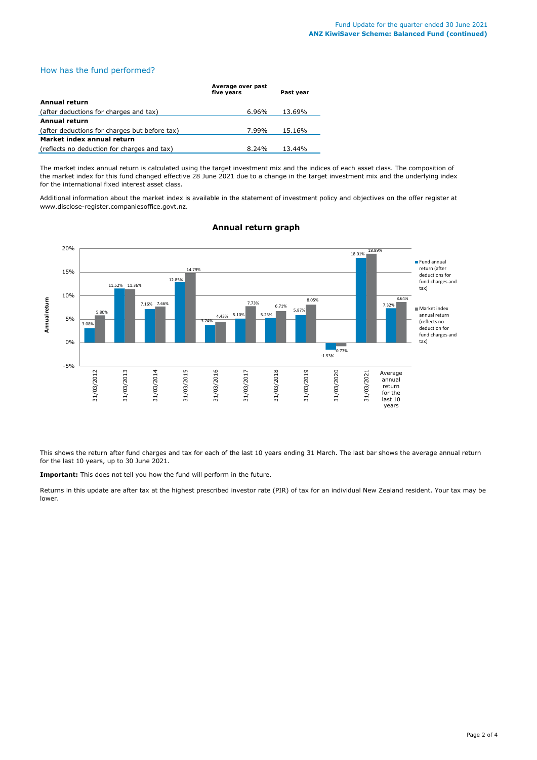## How has the fund performed?

| | Average over past five years | Past year |
|---|---|---|
| **Annual return** | | |
| (after deductions for charges and tax) | 6.96% | 13.69% |
| **Annual return** | | |
| (after deductions for charges but before tax) | 7.99% | 15.16% |
| **Market index annual return** | | |
| (reflects no deduction for charges and tax) | 8.24% | 13.44% |

The market index annual return is calculated using the target investment mix and the indices of each asset class. The composition of the market index for this fund changed effective 28 June 2021 due to a change in the target investment mix and the underlying index for the international fixed interest asset class.

Additional information about the market index is available in the statement of investment policy and objectives on the offer register at www.disclose-register.companiesoffice.govt.nz.

### Annual return graph

| Year | Fund annual return (after deductions for fund charges and tax) | Market index annual return (reflects no deduction for fund charges and tax) |
|---|---|---|
| 31/03/2012 | 3.08% | 5.80% |
| 31/03/2013 | 11.52% | 11.36% |
| 31/03/2014 | 7.16% | 7.66% |
| 31/03/2015 | 12.85% | 14.79% |
| 31/03/2016 | 3.74% | 4.43% |
| 31/03/2017 | 5.10% | 7.73% |
| 31/03/2018 | 5.23% | 6.71% |
| 31/03/2019 | 5.87% | 8.05% |
| 31/03/2020 | -1.53% | -0.77% |
| 31/03/2021 | 18.01% | 18.89% |
| Average annual return for the last 10 years | 7.32% | 8.64% |

This shows the return after fund charges and tax for each of the last 10 years ending 31 March. The last bar shows the average annual return for the last 10 years, up to 30 June 2021.

**Important:** This does not tell you how the fund will perform in the future.

Returns in this update are after tax at the highest prescribed investor rate (PIR) of tax for an individual New Zealand resident. Your tax may be lower.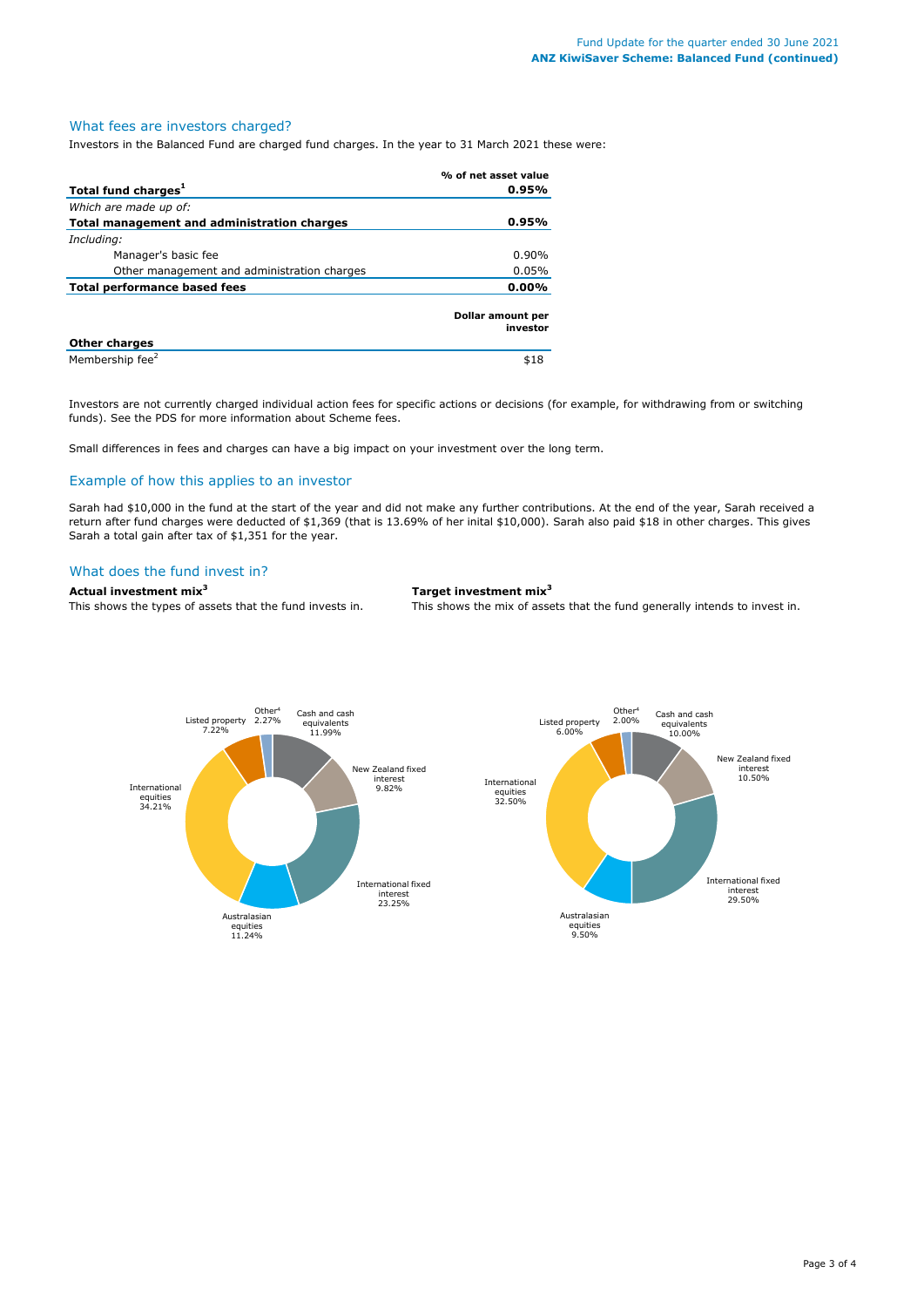## What fees are investors charged?

Investors in the Balanced Fund are charged fund charges. In the year to 31 March 2021 these were:

| | % of net asset value |
|---|---|
| **Total fund charges[1]** | **0.95%** |
| *Which are made up of:* | |
| **Total management and administration charges** | **0.95%** |
| *Including:* | |
| Manager's basic fee | 0.90% |
| Other management and administration charges | 0.05% |
| **Total performance based fees** | **0.00%** |

| **Other charges** | **Dollar amount per investor** |
|---|---|
| Membership fee[2] | $18 |

Investors are not currently charged individual action fees for specific actions or decisions (for example, for withdrawing from or switching funds). See the PDS for more information about Scheme fees.

Small differences in fees and charges can have a big impact on your investment over the long term.

## Example of how this applies to an investor

Sarah had $10,000 in the fund at the start of the year and did not make any further contributions. At the end of the year, Sarah received a return after fund charges were deducted of $1,369 (that is 13.69% of her inital $10,000). Sarah also paid $18 in other charges. This gives Sarah a total gain after tax of $1,351 for the year.

## What does the fund invest in?

**Actual investment mix[3]**

This shows the types of assets that the fund invests in.

| Asset | Actual |
|---|---|
| Cash and cash equivalents | 11.99% |
| New Zealand fixed interest | 9.82% |
| International fixed interest | 23.25% |
| Australasian equities | 11.24% |
| International equities | 34.21% |
| Listed property | 7.22% |
| Other[4] | 2.27% |

**Target investment mix[3]**

This shows the mix of assets that the fund generally intends to invest in.

| Asset | Target |
|---|---|
| Cash and cash equivalents | 10.00% |
| New Zealand fixed interest | 10.50% |
| International fixed interest | 29.50% |
| Australasian equities | 9.50% |
| International equities | 32.50% |
| Listed property | 6.00% |
| Other[4] | 2.00% |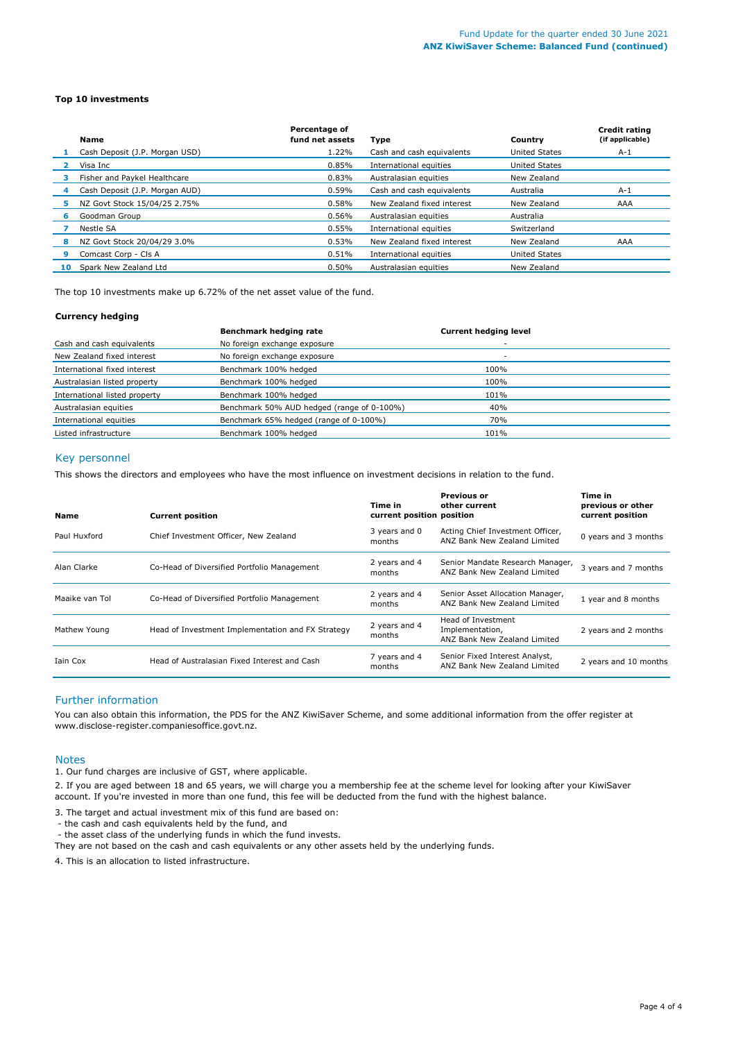### Top 10 investments

| | Name | Percentage of fund net assets | Type | Country | Credit rating (if applicable) |
|---|---|---|---|---|---|
| 1 | Cash Deposit (J.P. Morgan USD) | 1.22% | Cash and cash equivalents | United States | A-1 |
| 2 | Visa Inc | 0.85% | International equities | United States | |
| 3 | Fisher and Paykel Healthcare | 0.83% | Australasian equities | New Zealand | |
| 4 | Cash Deposit (J.P. Morgan AUD) | 0.59% | Cash and cash equivalents | Australia | A-1 |
| 5 | NZ Govt Stock 15/04/25 2.75% | 0.58% | New Zealand fixed interest | New Zealand | AAA |
| 6 | Goodman Group | 0.56% | Australasian equities | Australia | |
| 7 | Nestle SA | 0.55% | International equities | Switzerland | |
| 8 | NZ Govt Stock 20/04/29 3.0% | 0.53% | New Zealand fixed interest | New Zealand | AAA |
| 9 | Comcast Corp - Cls A | 0.51% | International equities | United States | |
| 10 | Spark New Zealand Ltd | 0.50% | Australasian equities | New Zealand | |

The top 10 investments make up 6.72% of the net asset value of the fund.

### Currency hedging

| | Benchmark hedging rate | Current hedging level |
|---|---|---|
| Cash and cash equivalents | No foreign exchange exposure | - |
| New Zealand fixed interest | No foreign exchange exposure | - |
| International fixed interest | Benchmark 100% hedged | 100% |
| Australasian listed property | Benchmark 100% hedged | 100% |
| International listed property | Benchmark 100% hedged | 101% |
| Australasian equities | Benchmark 50% AUD hedged (range of 0-100%) | 40% |
| International equities | Benchmark 65% hedged (range of 0-100%) | 70% |
| Listed infrastructure | Benchmark 100% hedged | 101% |

## Key personnel

This shows the directors and employees who have the most influence on investment decisions in relation to the fund.

| Name | Current position | Time in current position | Previous or other current position | Time in previous or other current position |
|---|---|---|---|---|
| Paul Huxford | Chief Investment Officer, New Zealand | 3 years and 0 months | Acting Chief Investment Officer, ANZ Bank New Zealand Limited | 0 years and 3 months |
| Alan Clarke | Co-Head of Diversified Portfolio Management | 2 years and 4 months | Senior Mandate Research Manager, ANZ Bank New Zealand Limited | 3 years and 7 months |
| Maaike van Tol | Co-Head of Diversified Portfolio Management | 2 years and 4 months | Senior Asset Allocation Manager, ANZ Bank New Zealand Limited | 1 year and 8 months |
| Mathew Young | Head of Investment Implementation and FX Strategy | 2 years and 4 months | Head of Investment Implementation, ANZ Bank New Zealand Limited | 2 years and 2 months |
| Iain Cox | Head of Australasian Fixed Interest and Cash | 7 years and 4 months | Senior Fixed Interest Analyst, ANZ Bank New Zealand Limited | 2 years and 10 months |

## Further information

You can also obtain this information, the PDS for the ANZ KiwiSaver Scheme, and some additional information from the offer register at www.disclose-register.companiesoffice.govt.nz.

## Notes

1. Our fund charges are inclusive of GST, where applicable.

2. If you are aged between 18 and 65 years, we will charge you a membership fee at the scheme level for looking after your KiwiSaver account. If you're invested in more than one fund, this fee will be deducted from the fund with the highest balance.

3. The target and actual investment mix of this fund are based on:
 - the cash and cash equivalents held by the fund, and
 - the asset class of the underlying funds in which the fund invests.
They are not based on the cash and cash equivalents or any other assets held by the underlying funds.

4. This is an allocation to listed infrastructure.